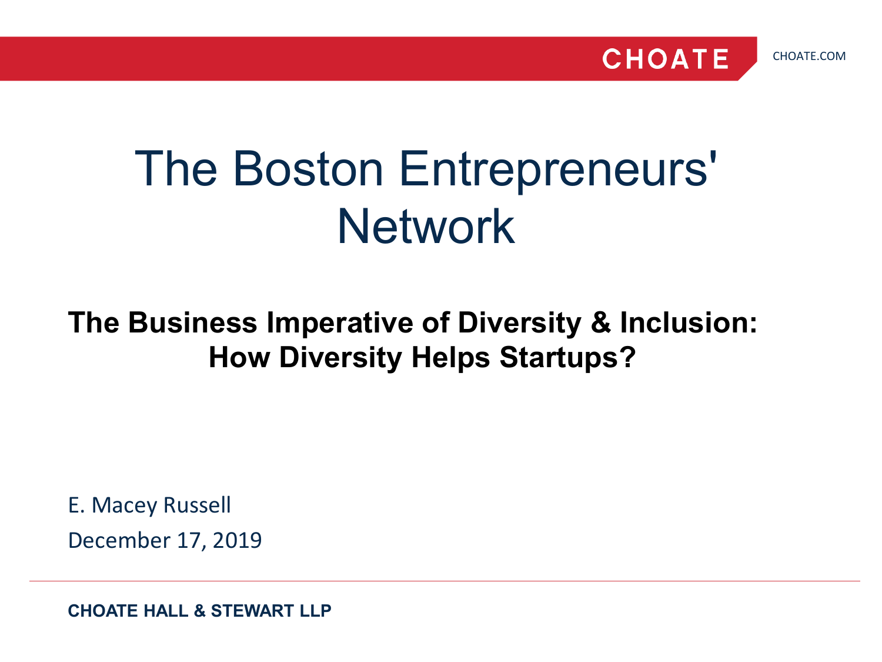CHOATE

CHOATE.COM

# The Boston Entrepreneurs' Network

## The Business Imperative of Diversity & Inclusion: How Diversity Helps Startups?

E. Macey Russell

December 17, 2019

**CHOATE HALL & STEWART LLP**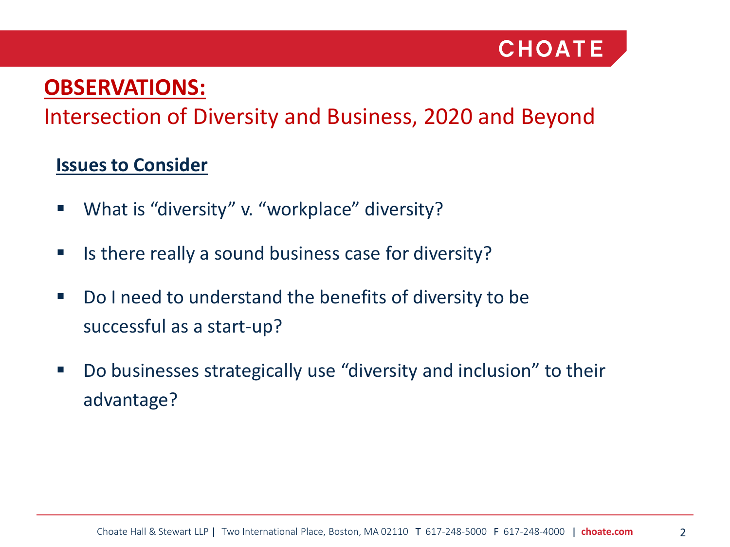# OBSERVATIONS:

## Intersection of Diversity and Business, 2020 and Beyond

### Issues to Consider

- What is “diversity” v. “workplace” diversity?
- Is there really a sound business case for diversity?
- Do I need to understand the benefits of diversity to be successful as a start-up?
- Do businesses strategically use “diversity and inclusion” to their advantage?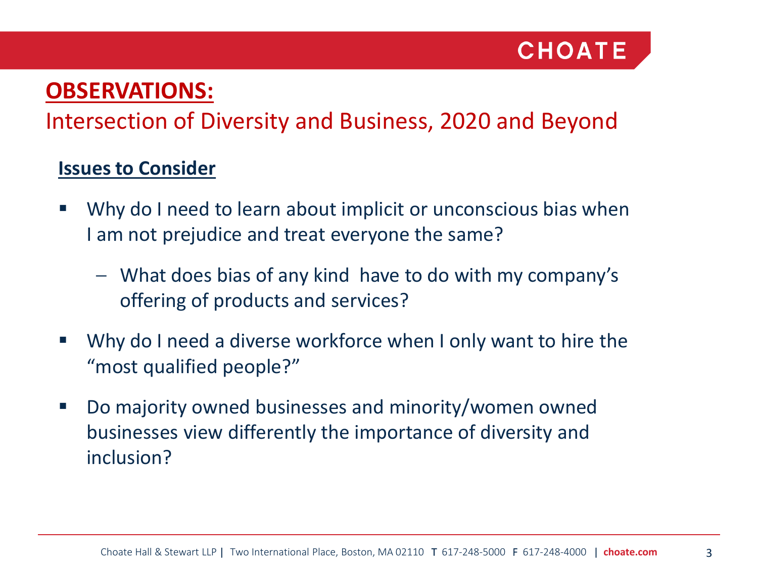## OBSERVATIONS:

Intersection of Diversity and Business, 2020 and Beyond

**Issues to Consider**

- Why do I need to learn about implicit or unconscious bias when I am not prejudice and treat everyone the same?
  - What does bias of any kind have to do with my company's offering of products and services?
- Why do I need a diverse workforce when I only want to hire the "most qualified people?"
- Do majority owned businesses and minority/women owned businesses view differently the importance of diversity and inclusion?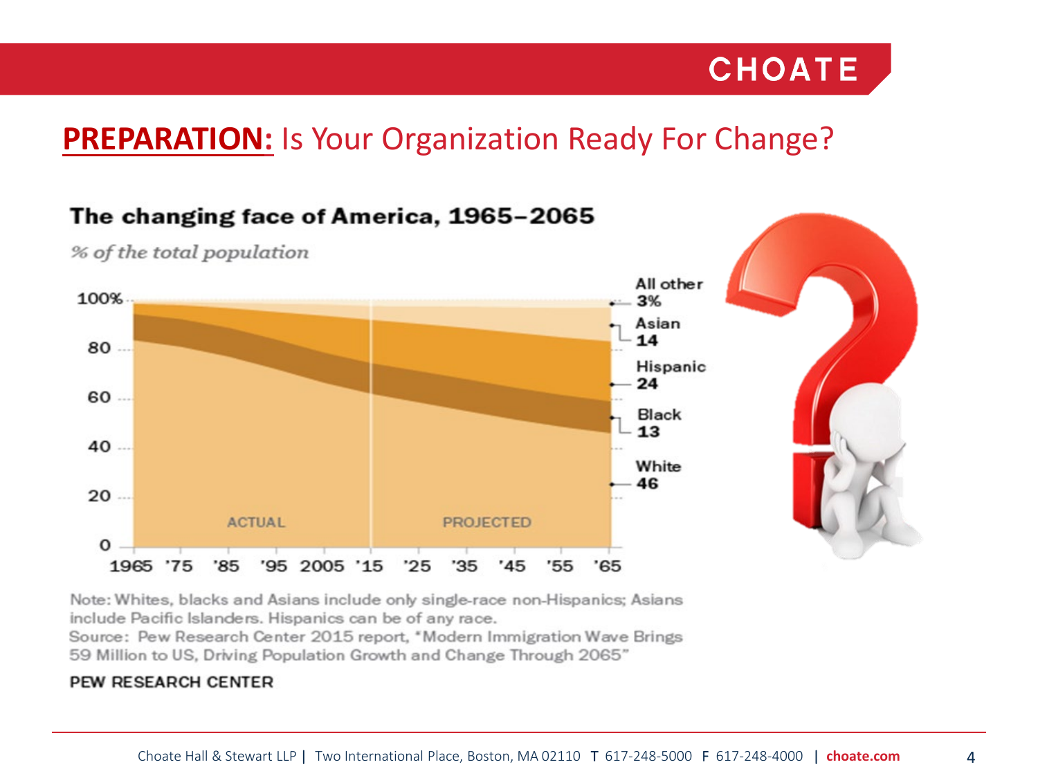## **PREPARATION:** Is Your Organization Ready For Change?

**The changing face of America, 1965–2065**

*% of the total population*

100%
80
60
40
20
0

ACTUAL

PROJECTED

1965 '75 '85 '95 2005 '15 '25 '35 '45 '55 '65

All other 3%

Asian 14

Hispanic 24

Black 13

White 46

Note: Whites, blacks and Asians include only single-race non-Hispanics; Asians include Pacific Islanders. Hispanics can be of any race.
Source: Pew Research Center 2015 report, "Modern Immigration Wave Brings 59 Million to US, Driving Population Growth and Change Through 2065"

PEW RESEARCH CENTER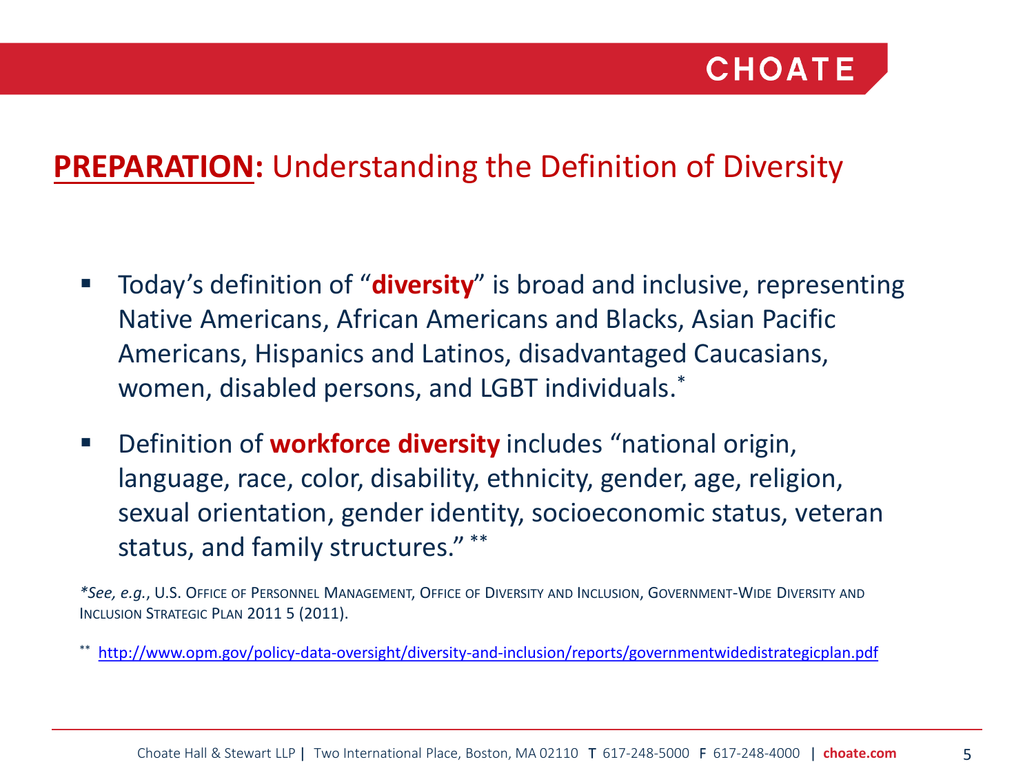## **PREPARATION:** Understanding the Definition of Diversity

- Today's definition of "**diversity**" is broad and inclusive, representing Native Americans, African Americans and Blacks, Asian Pacific Americans, Hispanics and Latinos, disadvantaged Caucasians, women, disabled persons, and LGBT individuals.*

- Definition of **workforce diversity** includes "national origin, language, race, color, disability, ethnicity, gender, age, religion, sexual orientation, gender identity, socioeconomic status, veteran status, and family structures." **

**See, e.g.*, U.S. Office of Personnel Management, Office of Diversity and Inclusion, Government-Wide Diversity and Inclusion Strategic Plan 2011 5 (2011).

** http://www.opm.gov/policy-data-oversight/diversity-and-inclusion/reports/governmentwidedistrategicplan.pdf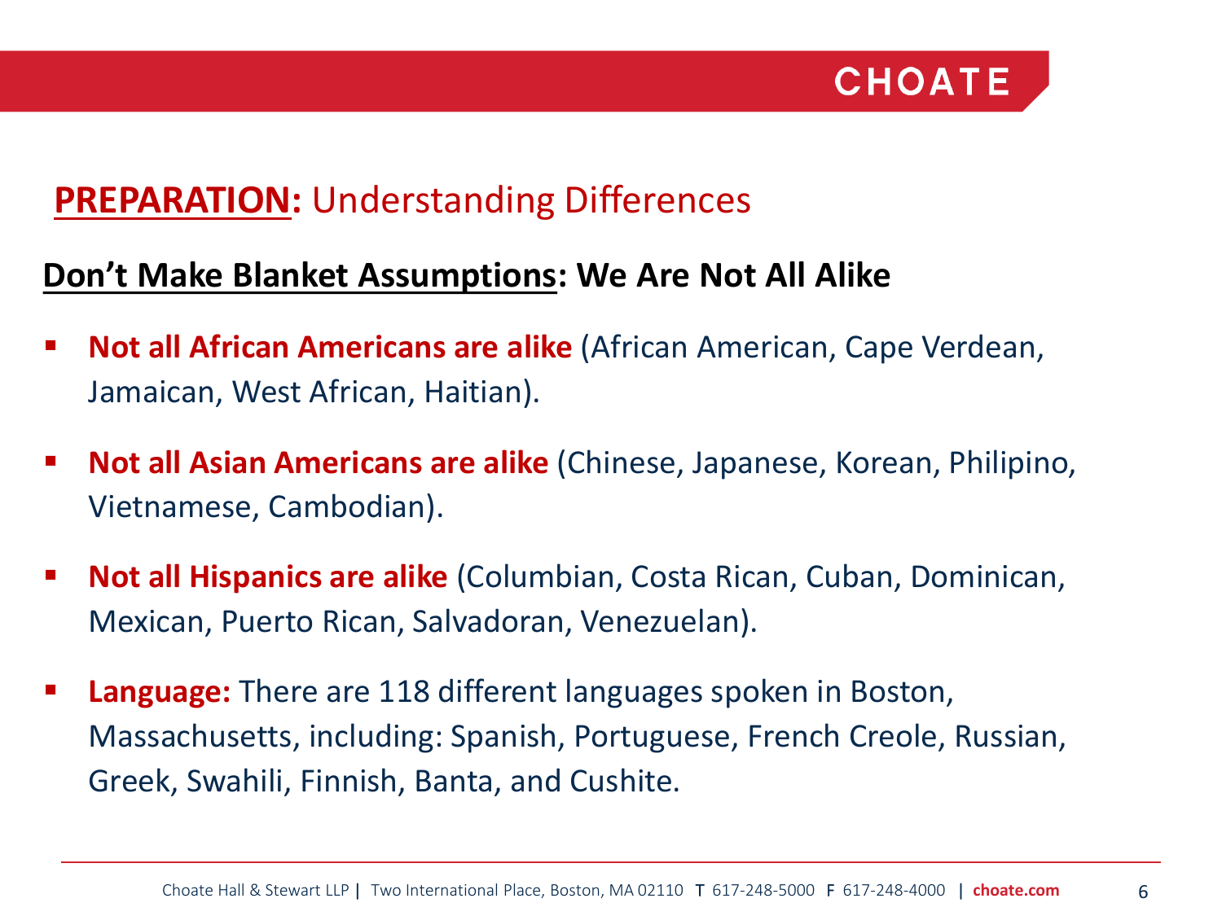## **PREPARATION:** Understanding Differences

### **Don't Make Blanket Assumptions: We Are Not All Alike**

- **Not all African Americans are alike** (African American, Cape Verdean, Jamaican, West African, Haitian).
- **Not all Asian Americans are alike** (Chinese, Japanese, Korean, Philipino, Vietnamese, Cambodian).
- **Not all Hispanics are alike** (Columbian, Costa Rican, Cuban, Dominican, Mexican, Puerto Rican, Salvadoran, Venezuelan).
- **Language:** There are 118 different languages spoken in Boston, Massachusetts, including: Spanish, Portuguese, French Creole, Russian, Greek, Swahili, Finnish, Banta, and Cushite.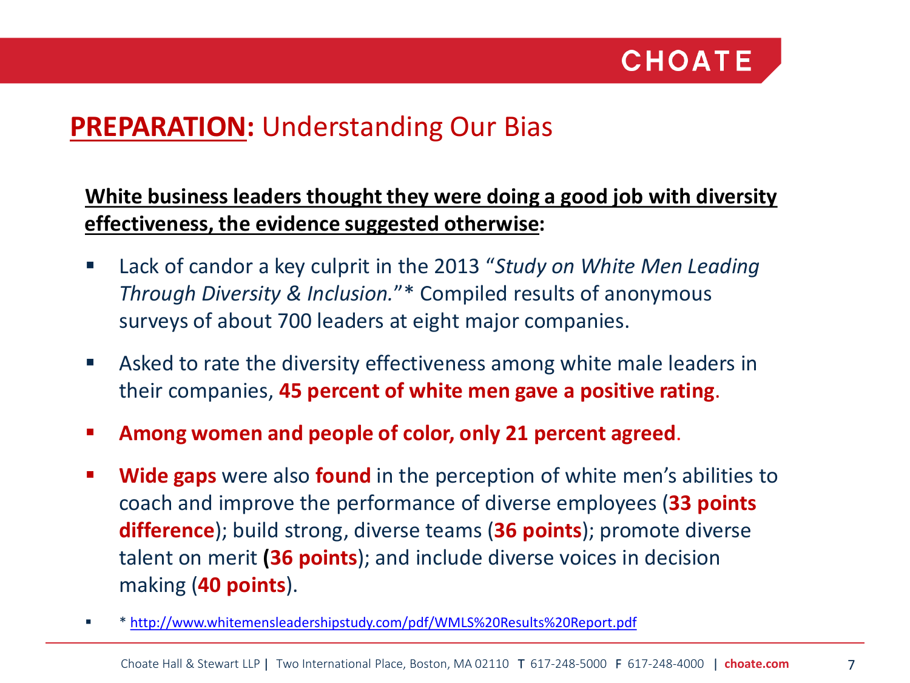## **PREPARATION:** Understanding Our Bias

**White business leaders thought they were doing a good job with diversity effectiveness, the evidence suggested otherwise:**

- Lack of candor a key culprit in the 2013 "*Study on White Men Leading Through Diversity & Inclusion.*"* Compiled results of anonymous surveys of about 700 leaders at eight major companies.
- Asked to rate the diversity effectiveness among white male leaders in their companies, **45 percent of white men gave a positive rating**.
- **Among women and people of color, only 21 percent agreed**.
- **Wide gaps** were also **found** in the perception of white men's abilities to coach and improve the performance of diverse employees (**33 points difference**); build strong, diverse teams (**36 points**); promote diverse talent on merit **(36 points**); and include diverse voices in decision making (**40 points**).

- * http://www.whitemensleadershipstudy.com/pdf/WMLS%20Results%20Report.pdf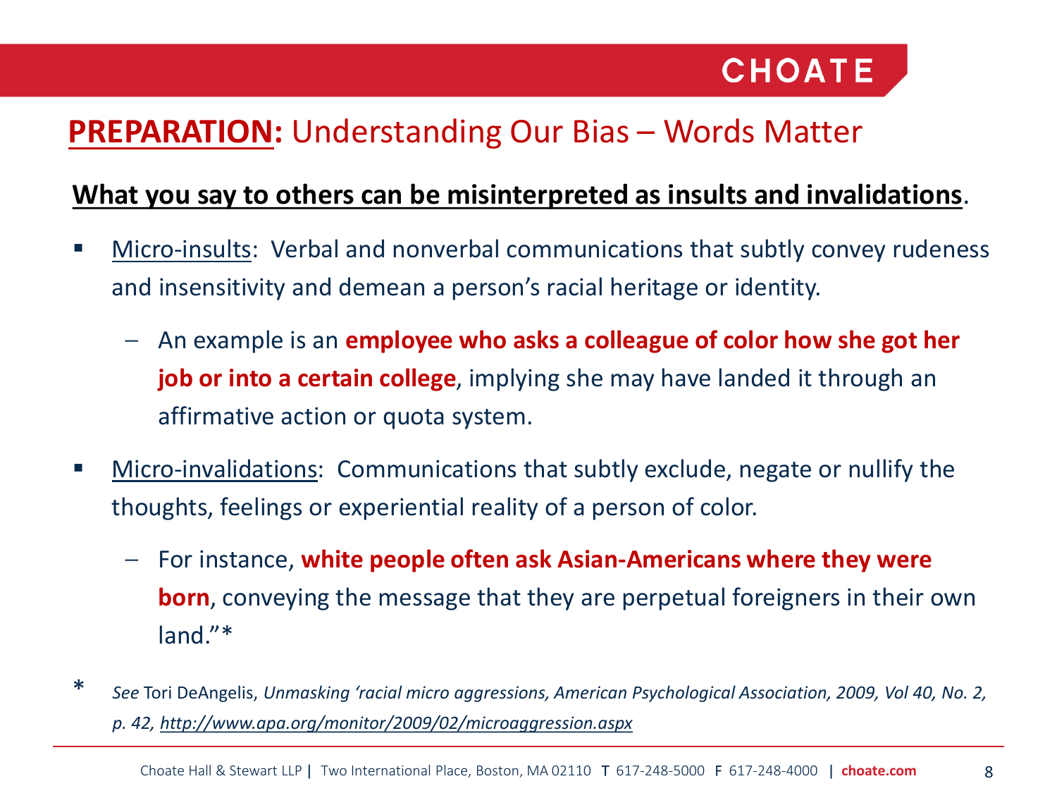## **PREPARATION:** Understanding Our Bias – Words Matter

**What you say to others can be misinterpreted as insults and invalidations**.

- Micro-insults: Verbal and nonverbal communications that subtly convey rudeness and insensitivity and demean a person's racial heritage or identity.
  - An example is an **employee who asks a colleague of color how she got her job or into a certain college**, implying she may have landed it through an affirmative action or quota system.
- Micro-invalidations: Communications that subtly exclude, negate or nullify the thoughts, feelings or experiential reality of a person of color.
  - For instance, **white people often ask Asian-Americans where they were born**, conveying the message that they are perpetual foreigners in their own land."*

\* *See* Tori DeAngelis, *Unmasking 'racial micro aggressions, American Psychological Association, 2009, Vol 40, No. 2, p. 42,* *http://www.apa.org/monitor/2009/02/microaggression.aspx*

Choate Hall & Stewart LLP | Two International Place, Boston, MA 02110 T 617-248-5000 F 617-248-4000 | choate.com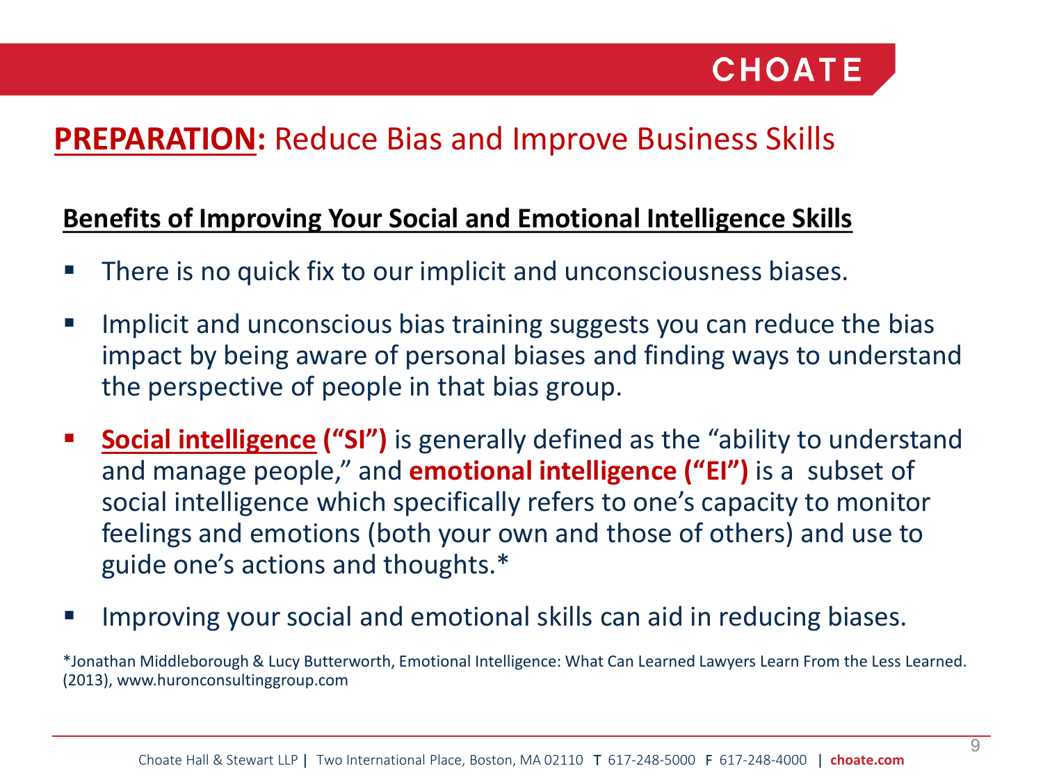## **PREPARATION:** Reduce Bias and Improve Business Skills

### Benefits of Improving Your Social and Emotional Intelligence Skills

- There is no quick fix to our implicit and unconsciousness biases.
- Implicit and unconscious bias training suggests you can reduce the bias impact by being aware of personal biases and finding ways to understand the perspective of people in that bias group.
- **Social intelligence ("SI")** is generally defined as the "ability to understand and manage people," and **emotional intelligence ("EI")** is a subset of social intelligence which specifically refers to one's capacity to monitor feelings and emotions (both your own and those of others) and use to guide one's actions and thoughts.*
- Improving your social and emotional skills can aid in reducing biases.

*Jonathan Middleborough & Lucy Butterworth, Emotional Intelligence: What Can Learned Lawyers Learn From the Less Learned. (2013), www.huronconsultinggroup.com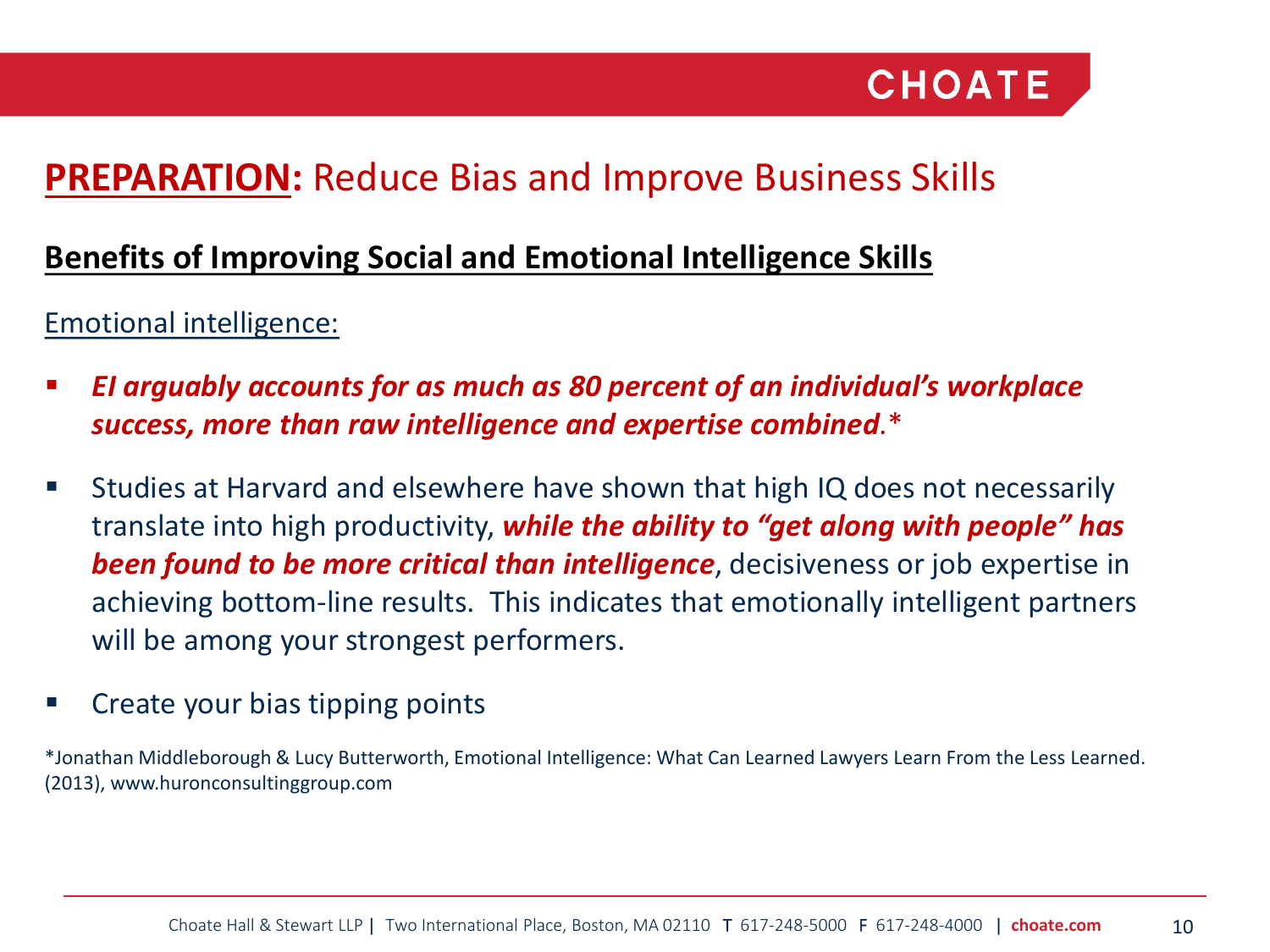## **PREPARATION:** Reduce Bias and Improve Business Skills

### Benefits of Improving Social and Emotional Intelligence Skills

Emotional intelligence:

- ***EI arguably accounts for as much as 80 percent of an individual's workplace success, more than raw intelligence and expertise combined***.*
- Studies at Harvard and elsewhere have shown that high IQ does not necessarily translate into high productivity, ***while the ability to "get along with people" has been found to be more critical than intelligence***, decisiveness or job expertise in achieving bottom-line results. This indicates that emotionally intelligent partners will be among your strongest performers.
- Create your bias tipping points

*Jonathan Middleborough & Lucy Butterworth, Emotional Intelligence: What Can Learned Lawyers Learn From the Less Learned. (2013), www.huronconsultinggroup.com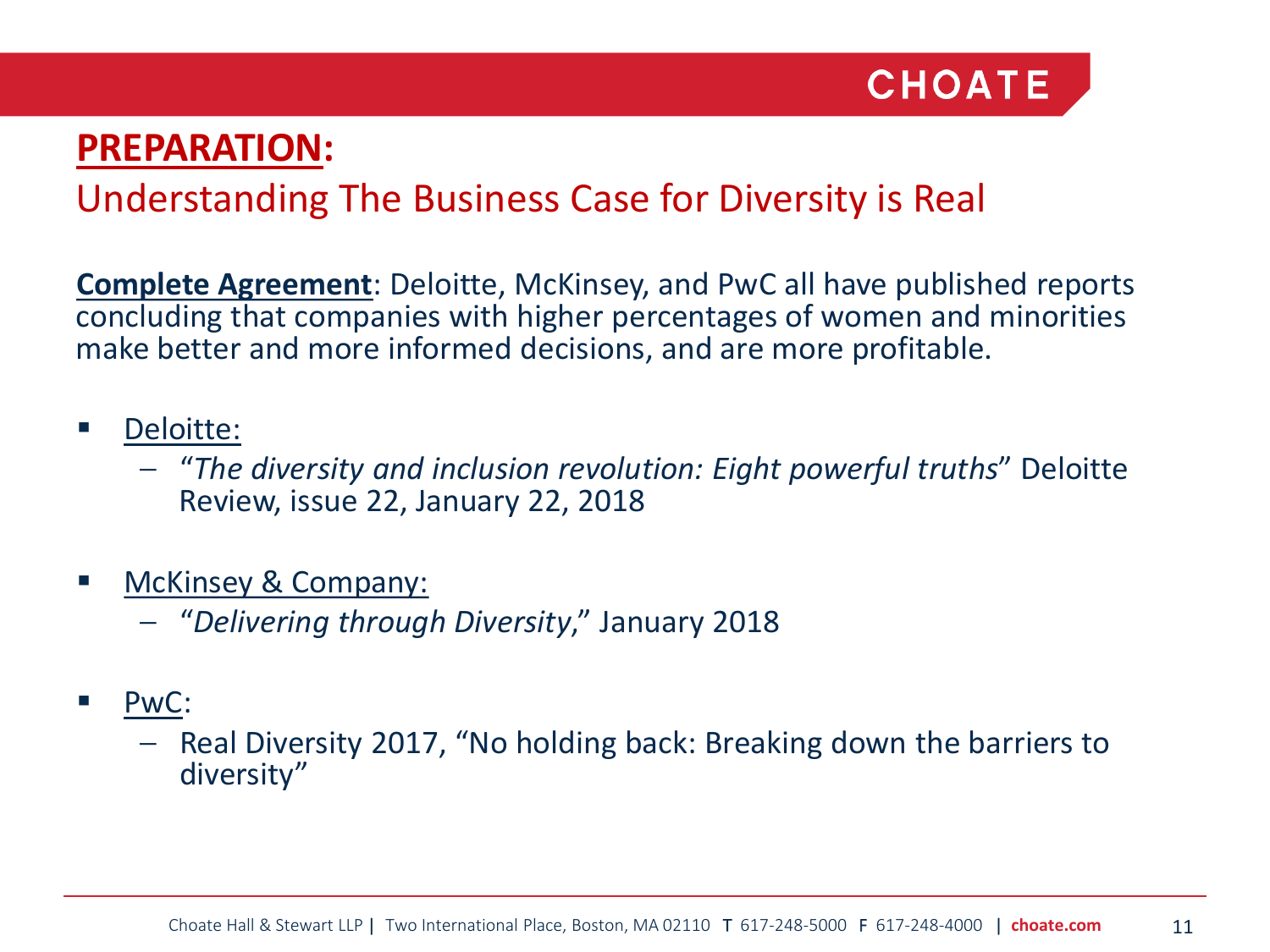## **PREPARATION:**

## Understanding The Business Case for Diversity is Real

**Complete Agreement**: Deloitte, McKinsey, and PwC all have published reports concluding that companies with higher percentages of women and minorities make better and more informed decisions, and are more profitable.

- Deloitte:
  - "*The diversity and inclusion revolution: Eight powerful truths*" Deloitte Review, issue 22, January 22, 2018
- McKinsey & Company:
  - "*Delivering through Diversity*," January 2018
- PwC:
  - Real Diversity 2017, "No holding back: Breaking down the barriers to diversity"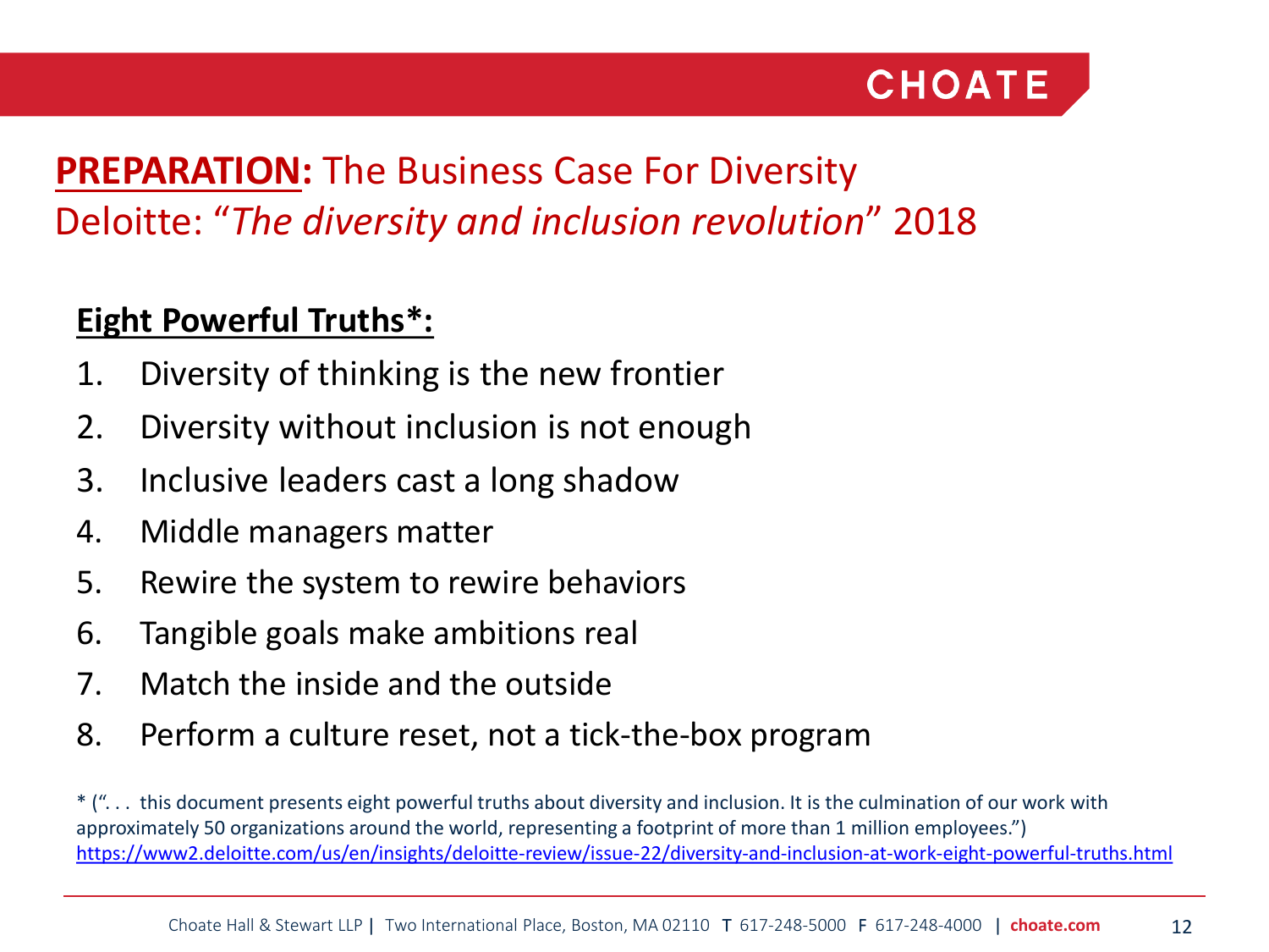## **PREPARATION:** The Business Case For Diversity
## Deloitte: "*The diversity and inclusion revolution*" 2018

**Eight Powerful Truths*:**

1. Diversity of thinking is the new frontier
2. Diversity without inclusion is not enough
3. Inclusive leaders cast a long shadow
4. Middle managers matter
5. Rewire the system to rewire behaviors
6. Tangible goals make ambitions real
7. Match the inside and the outside
8. Perform a culture reset, not a tick-the-box program

* (". . . this document presents eight powerful truths about diversity and inclusion. It is the culmination of our work with approximately 50 organizations around the world, representing a footprint of more than 1 million employees.") https://www2.deloitte.com/us/en/insights/deloitte-review/issue-22/diversity-and-inclusion-at-work-eight-powerful-truths.html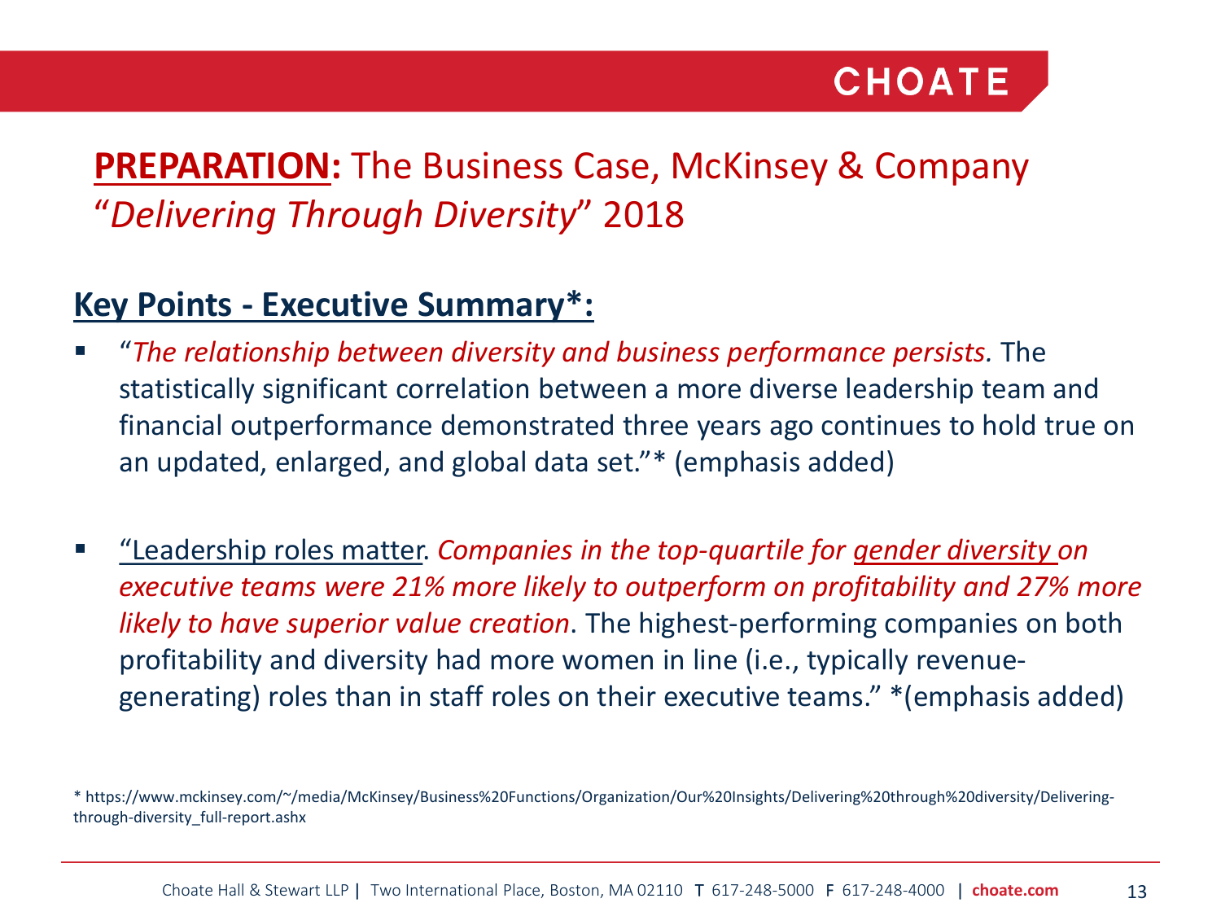## **PREPARATION:** The Business Case, McKinsey & Company "*Delivering Through Diversity*" 2018

### **Key Points - Executive Summary*:**

- "*The relationship between diversity and business performance persists.* The statistically significant correlation between a more diverse leadership team and financial outperformance demonstrated three years ago continues to hold true on an updated, enlarged, and global data set."* (emphasis added)

- "Leadership roles matter. *Companies in the top-quartile for gender diversity on executive teams were 21% more likely to outperform on profitability and 27% more likely to have superior value creation*. The highest-performing companies on both profitability and diversity had more women in line (i.e., typically revenue-generating) roles than in staff roles on their executive teams." *(emphasis added)

\* https://www.mckinsey.com/~/media/McKinsey/Business%20Functions/Organization/Our%20Insights/Delivering%20through%20diversity/Delivering-through-diversity_full-report.ashx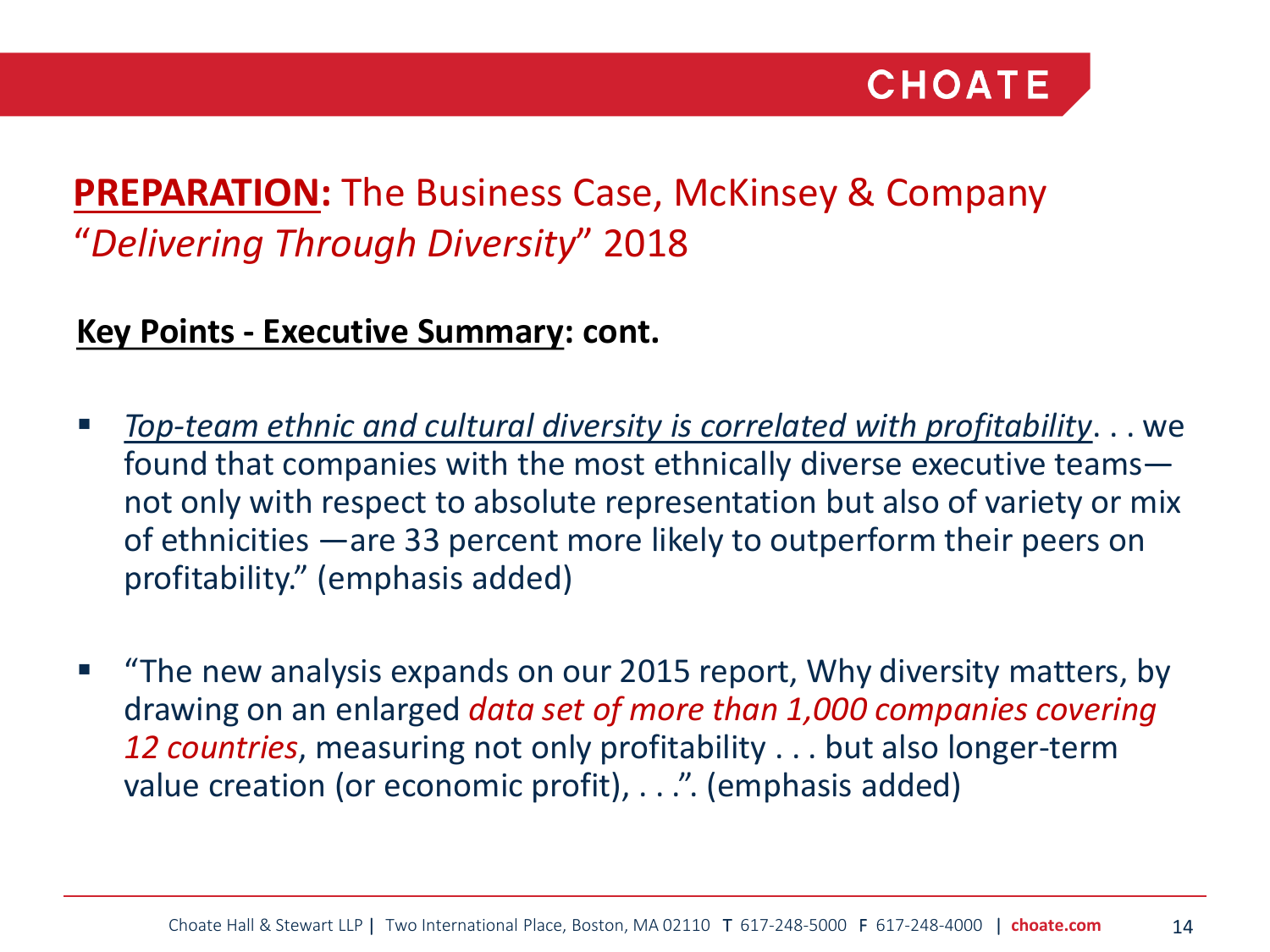## **PREPARATION:** The Business Case, McKinsey & Company "*Delivering Through Diversity*" 2018

**Key Points - Executive Summary: cont.**

- *Top-team ethnic and cultural diversity is correlated with profitability*. . . we found that companies with the most ethnically diverse executive teams—not only with respect to absolute representation but also of variety or mix of ethnicities —are 33 percent more likely to outperform their peers on profitability." (emphasis added)

- "The new analysis expands on our 2015 report, Why diversity matters, by drawing on an enlarged *data set of more than 1,000 companies covering 12 countries*, measuring not only profitability . . . but also longer-term value creation (or economic profit), . . .". (emphasis added)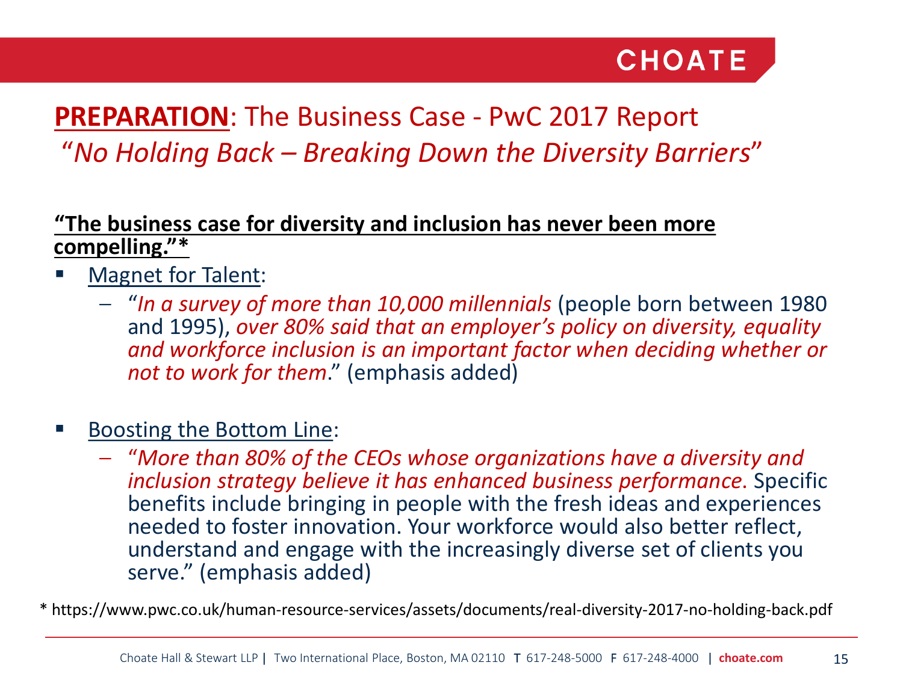## **PREPARATION**: The Business Case - PwC 2017 Report

## "*No Holding Back – Breaking Down the Diversity Barriers*"

**"The business case for diversity and inclusion has never been more compelling."***

- Magnet for Talent:
  - "*In a survey of more than 10,000 millennials* (people born between 1980 and 1995), *over 80% said that an employer's policy on diversity, equality and workforce inclusion is an important factor when deciding whether or not to work for them*." (emphasis added)

- Boosting the Bottom Line:
  - "*More than 80% of the CEOs whose organizations have a diversity and inclusion strategy believe it has enhanced business performance*. Specific benefits include bringing in people with the fresh ideas and experiences needed to foster innovation. Your workforce would also better reflect, understand and engage with the increasingly diverse set of clients you serve." (emphasis added)

* https://www.pwc.co.uk/human-resource-services/assets/documents/real-diversity-2017-no-holding-back.pdf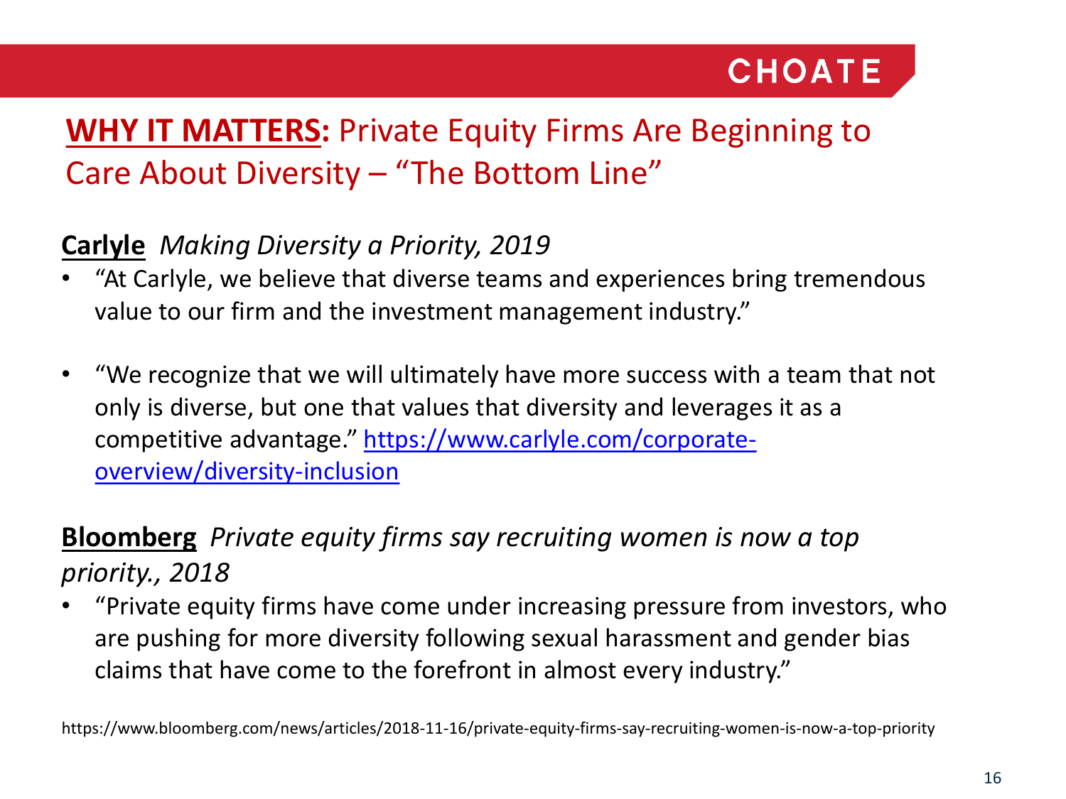# **WHY IT MATTERS:** Private Equity Firms Are Beginning to Care About Diversity – "The Bottom Line"

**Carlyle** *Making Diversity a Priority, 2019*

- "At Carlyle, we believe that diverse teams and experiences bring tremendous value to our firm and the investment management industry."
- "We recognize that we will ultimately have more success with a team that not only is diverse, but one that values that diversity and leverages it as a competitive advantage." [https://www.carlyle.com/corporate-overview/diversity-inclusion](https://www.carlyle.com/corporate-overview/diversity-inclusion)

**Bloomberg** *Private equity firms say recruiting women is now a top priority., 2018*

- "Private equity firms have come under increasing pressure from investors, who are pushing for more diversity following sexual harassment and gender bias claims that have come to the forefront in almost every industry."

https://www.bloomberg.com/news/articles/2018-11-16/private-equity-firms-say-recruiting-women-is-now-a-top-priority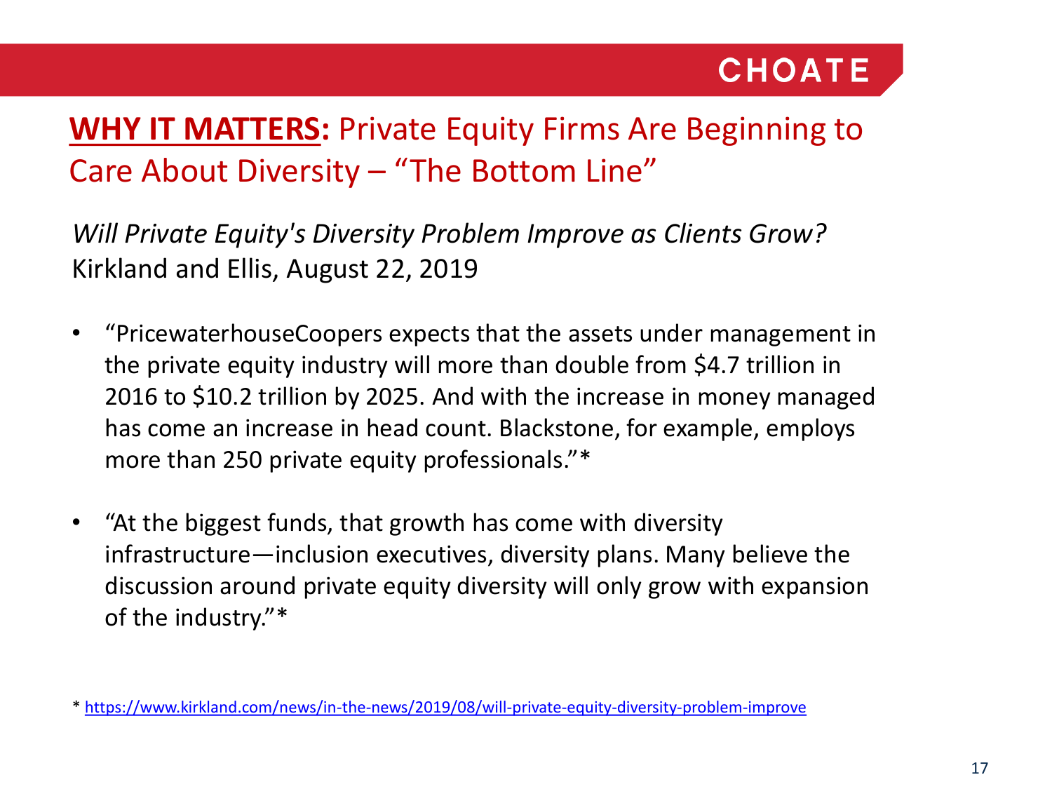## **WHY IT MATTERS:** Private Equity Firms Are Beginning to Care About Diversity – "The Bottom Line"

*Will Private Equity's Diversity Problem Improve as Clients Grow?*
Kirkland and Ellis, August 22, 2019

- "PricewaterhouseCoopers expects that the assets under management in the private equity industry will more than double from $4.7 trillion in 2016 to $10.2 trillion by 2025. And with the increase in money managed has come an increase in head count. Blackstone, for example, employs more than 250 private equity professionals."*

- "At the biggest funds, that growth has come with diversity infrastructure—inclusion executives, diversity plans. Many believe the discussion around private equity diversity will only grow with expansion of the industry."*

* https://www.kirkland.com/news/in-the-news/2019/08/will-private-equity-diversity-problem-improve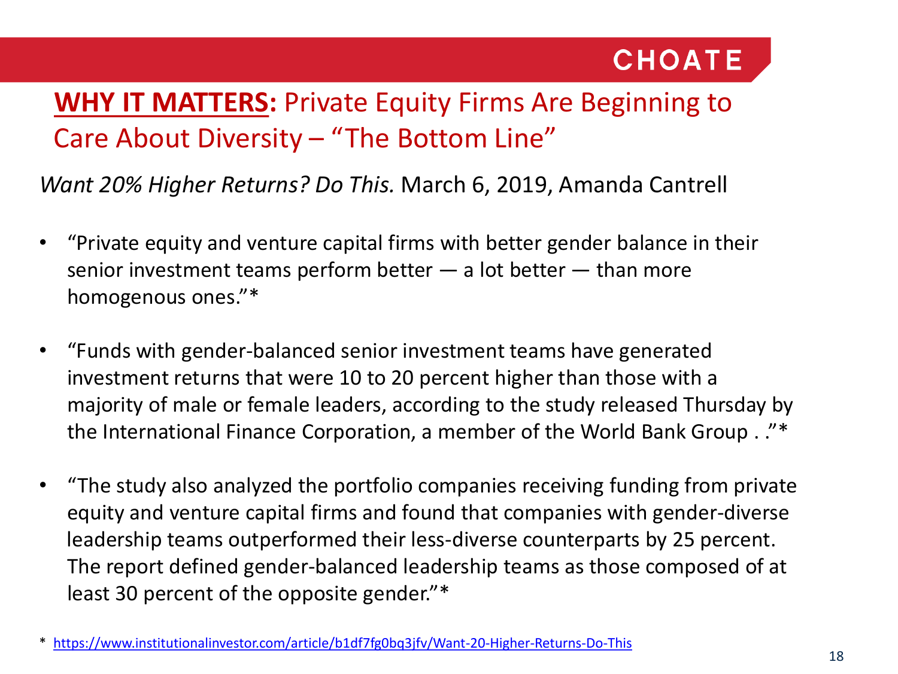## **WHY IT MATTERS:** Private Equity Firms Are Beginning to Care About Diversity – "The Bottom Line"

*Want 20% Higher Returns? Do This.* March 6, 2019, Amanda Cantrell

- "Private equity and venture capital firms with better gender balance in their senior investment teams perform better — a lot better — than more homogenous ones."*

- "Funds with gender-balanced senior investment teams have generated investment returns that were 10 to 20 percent higher than those with a majority of male or female leaders, according to the study released Thursday by the International Finance Corporation, a member of the World Bank Group . ."*

- "The study also analyzed the portfolio companies receiving funding from private equity and venture capital firms and found that companies with gender-diverse leadership teams outperformed their less-diverse counterparts by 25 percent. The report defined gender-balanced leadership teams as those composed of at least 30 percent of the opposite gender."*

\* https://www.institutionalinvestor.com/article/b1df7fg0bq3jfv/Want-20-Higher-Returns-Do-This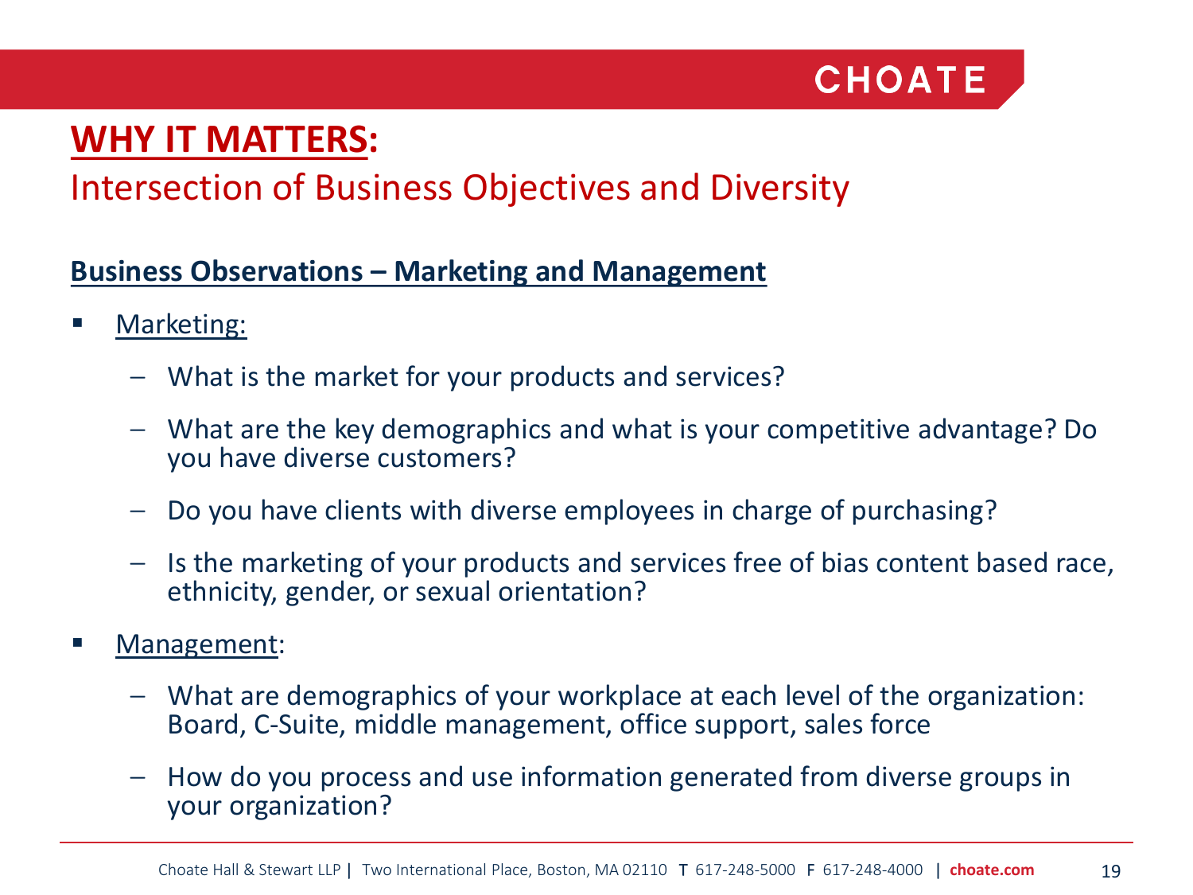# WHY IT MATTERS:

## Intersection of Business Objectives and Diversity

**Business Observations – Marketing and Management**

- Marketing:
  - What is the market for your products and services?
  - What are the key demographics and what is your competitive advantage? Do you have diverse customers?
  - Do you have clients with diverse employees in charge of purchasing?
  - Is the marketing of your products and services free of bias content based race, ethnicity, gender, or sexual orientation?
- Management:
  - What are demographics of your workplace at each level of the organization: Board, C-Suite, middle management, office support, sales force
  - How do you process and use information generated from diverse groups in your organization?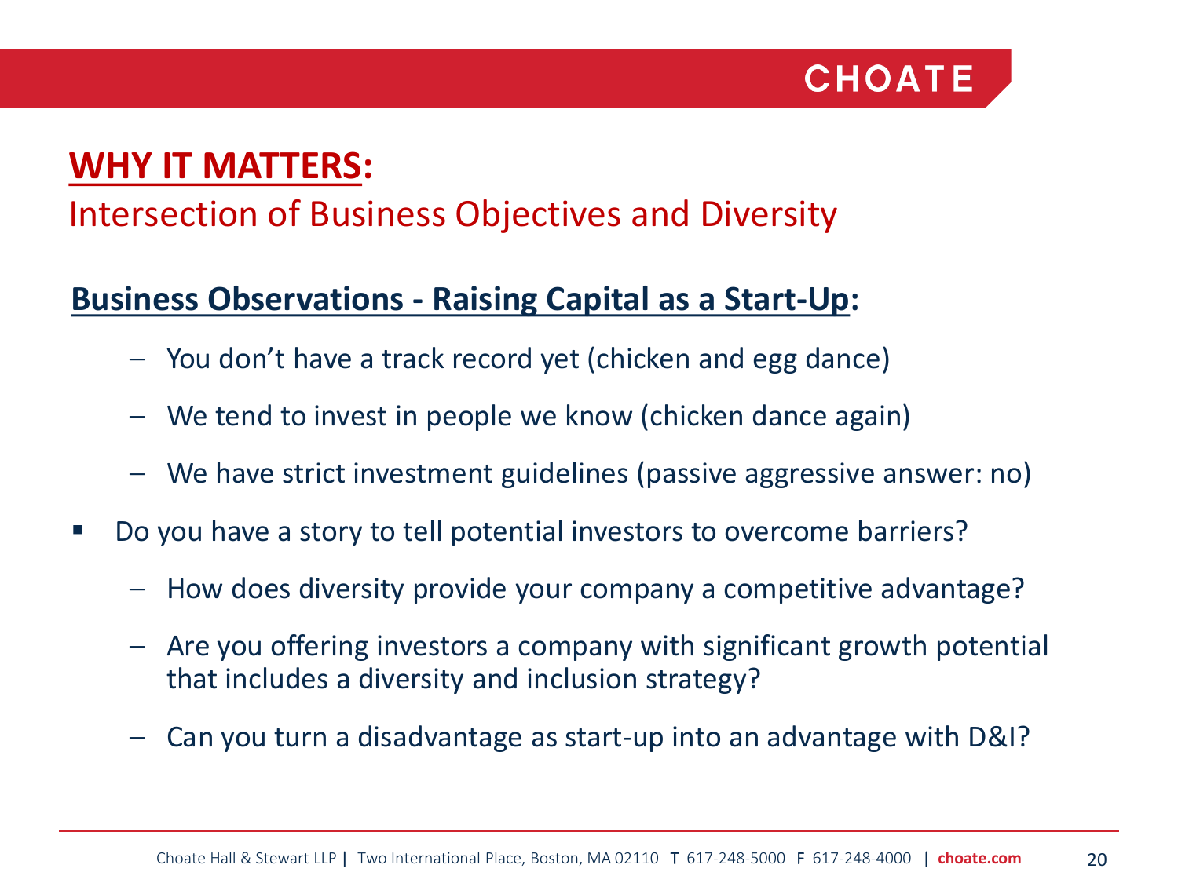## **WHY IT MATTERS:**

Intersection of Business Objectives and Diversity

### **Business Observations - Raising Capital as a Start-Up:**

- – You don't have a track record yet (chicken and egg dance)
- – We tend to invest in people we know (chicken dance again)
- – We have strict investment guidelines (passive aggressive answer: no)

- Do you have a story to tell potential investors to overcome barriers?
  - – How does diversity provide your company a competitive advantage?
  - – Are you offering investors a company with significant growth potential that includes a diversity and inclusion strategy?
  - – Can you turn a disadvantage as start-up into an advantage with D&I?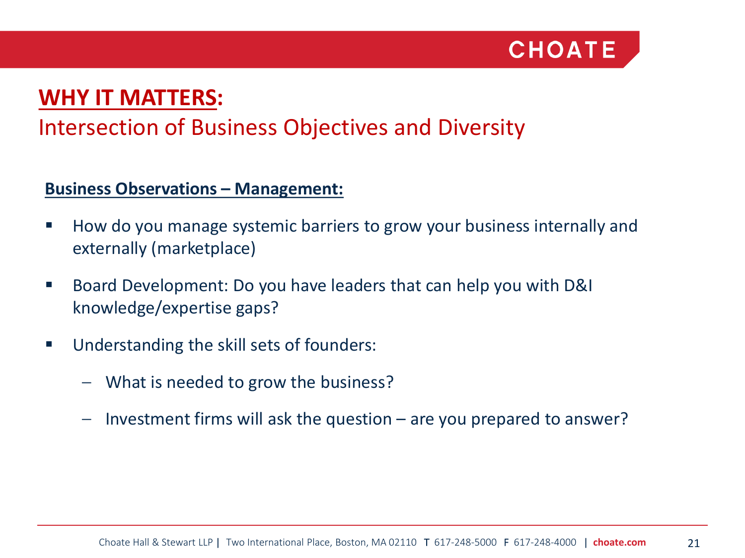## WHY IT MATTERS:

### Intersection of Business Objectives and Diversity

**Business Observations – Management:**

- How do you manage systemic barriers to grow your business internally and externally (marketplace)
- Board Development: Do you have leaders that can help you with D&I knowledge/expertise gaps?
- Understanding the skill sets of founders:
  - What is needed to grow the business?
  - Investment firms will ask the question – are you prepared to answer?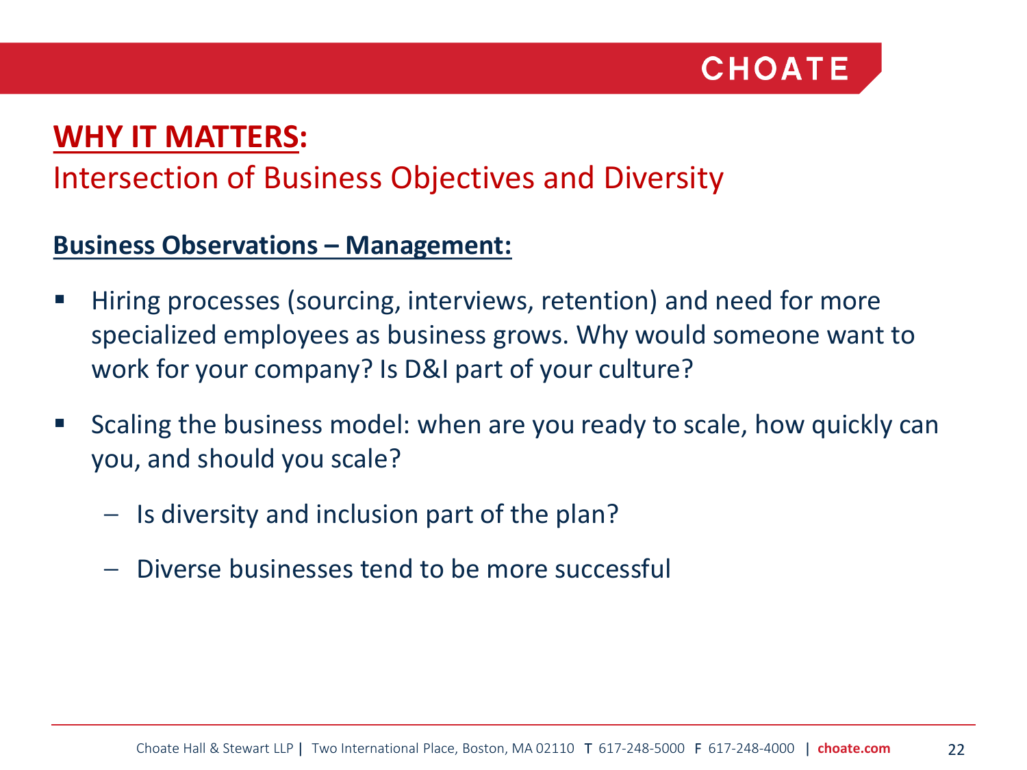## **WHY IT MATTERS:**

### Intersection of Business Objectives and Diversity

**Business Observations – Management:**

- Hiring processes (sourcing, interviews, retention) and need for more specialized employees as business grows. Why would someone want to work for your company? Is D&I part of your culture?
- Scaling the business model: when are you ready to scale, how quickly can you, and should you scale?
  - Is diversity and inclusion part of the plan?
  - Diverse businesses tend to be more successful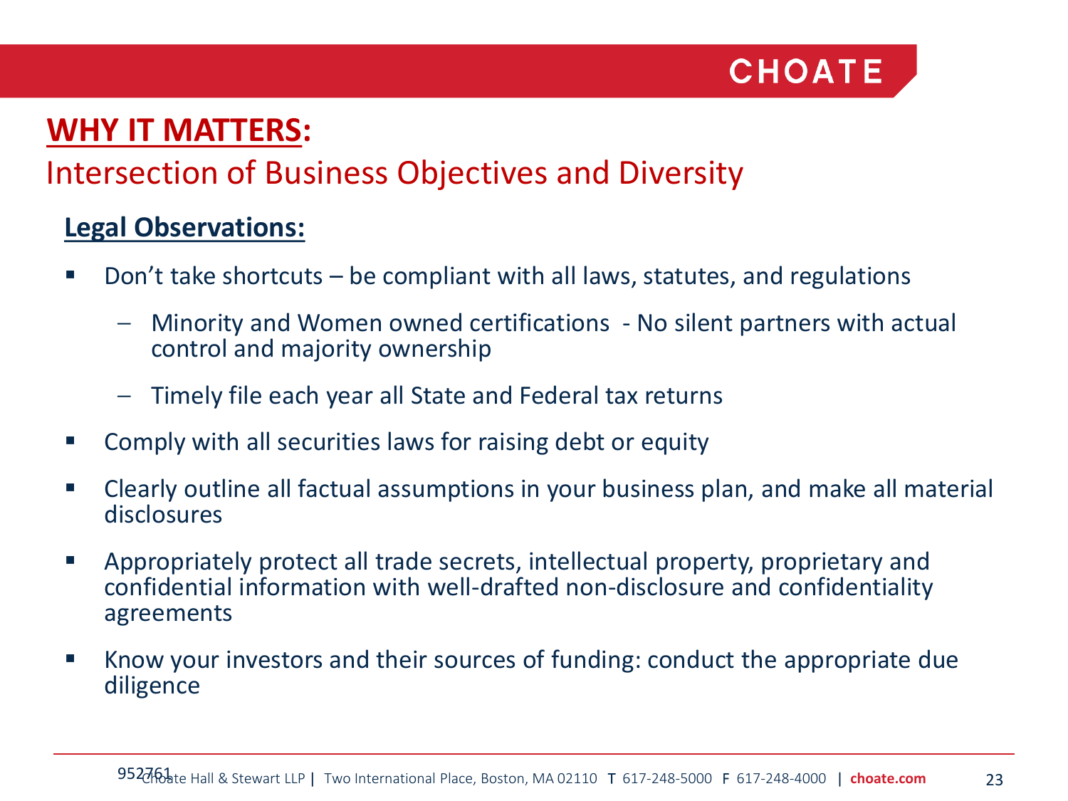## WHY IT MATTERS:

### Intersection of Business Objectives and Diversity

**Legal Observations:**

- Don't take shortcuts – be compliant with all laws, statutes, and regulations
  - Minority and Women owned certifications - No silent partners with actual control and majority ownership
  - Timely file each year all State and Federal tax returns
- Comply with all securities laws for raising debt or equity
- Clearly outline all factual assumptions in your business plan, and make all material disclosures
- Appropriately protect all trade secrets, intellectual property, proprietary and confidential information with well-drafted non-disclosure and confidentiality agreements
- Know your investors and their sources of funding: conduct the appropriate due diligence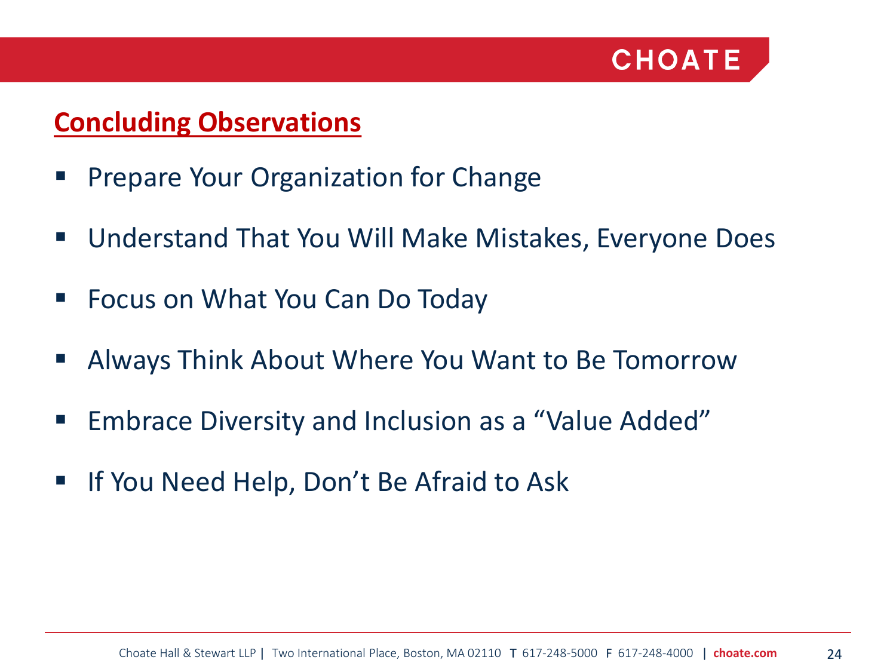## Concluding Observations

- Prepare Your Organization for Change
- Understand That You Will Make Mistakes, Everyone Does
- Focus on What You Can Do Today
- Always Think About Where You Want to Be Tomorrow
- Embrace Diversity and Inclusion as a "Value Added"
- If You Need Help, Don't Be Afraid to Ask